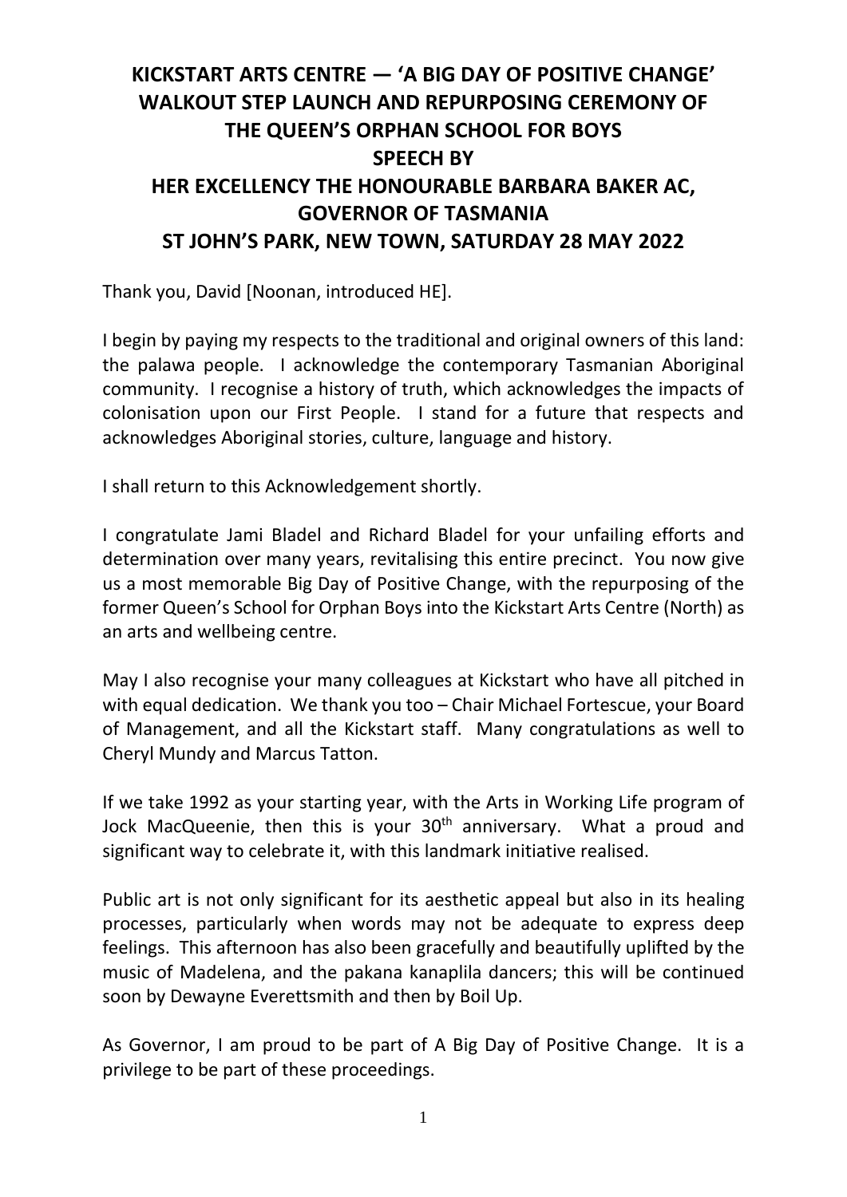# KICKSTART ARTS CENTRE — 'A BIG DAY OF POSITIVE CHANGE' WALKOUT STEP LAUNCH AND REPURPOSING CEREMONY OF THE QUEEN'S ORPHAN SCHOOL FOR BOYS SPEECH BY HER EXCELLENCY THE HONOURABLE BARBARA BAKER AC, GOVERNOR OF TASMANIA ST JOHN'S PARK, NEW TOWN, SATURDAY 28 MAY 2022

Thank you, David [Noonan, introduced HE].

I begin by paying my respects to the traditional and original owners of this land: the palawa people. I acknowledge the contemporary Tasmanian Aboriginal community. I recognise a history of truth, which acknowledges the impacts of colonisation upon our First People. I stand for a future that respects and acknowledges Aboriginal stories, culture, language and history.

I shall return to this Acknowledgement shortly.

I congratulate Jami Bladel and Richard Bladel for your unfailing efforts and determination over many years, revitalising this entire precinct. You now give us a most memorable Big Day of Positive Change, with the repurposing of the former Queen's School for Orphan Boys into the Kickstart Arts Centre (North) as an arts and wellbeing centre.

May I also recognise your many colleagues at Kickstart who have all pitched in with equal dedication. We thank you too – Chair Michael Fortescue, your Board of Management, and all the Kickstart staff. Many congratulations as well to Cheryl Mundy and Marcus Tatton.

If we take 1992 as your starting year, with the Arts in Working Life program of Jock MacQueenie, then this is your 30th anniversary. What a proud and significant way to celebrate it, with this landmark initiative realised.

Public art is not only significant for its aesthetic appeal but also in its healing processes, particularly when words may not be adequate to express deep feelings. This afternoon has also been gracefully and beautifully uplifted by the music of Madelena, and the pakana kanaplila dancers; this will be continued soon by Dewayne Everettsmith and then by Boil Up.

As Governor, I am proud to be part of A Big Day of Positive Change. It is a privilege to be part of these proceedings.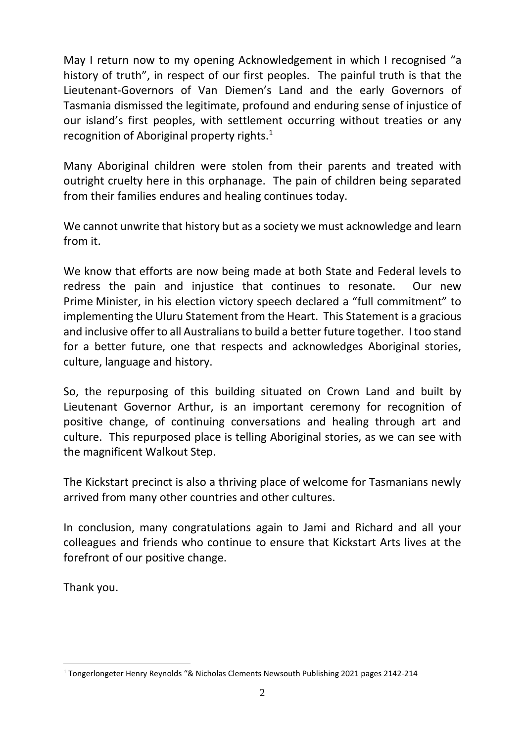May I return now to my opening Acknowledgement in which I recognised "a history of truth", in respect of our first peoples. The painful truth is that the Lieutenant-Governors of Van Diemen's Land and the early Governors of Tasmania dismissed the legitimate, profound and enduring sense of injustice of our island's first peoples, with settlement occurring without treaties or any recognition of Aboriginal property rights.[1]

Many Aboriginal children were stolen from their parents and treated with outright cruelty here in this orphanage. The pain of children being separated from their families endures and healing continues today.

We cannot unwrite that history but as a society we must acknowledge and learn from it.

We know that efforts are now being made at both State and Federal levels to redress the pain and injustice that continues to resonate. Our new Prime Minister, in his election victory speech declared a "full commitment" to implementing the Uluru Statement from the Heart. This Statement is a gracious and inclusive offer to all Australians to build a better future together. I too stand for a better future, one that respects and acknowledges Aboriginal stories, culture, language and history.

So, the repurposing of this building situated on Crown Land and built by Lieutenant Governor Arthur, is an important ceremony for recognition of positive change, of continuing conversations and healing through art and culture. This repurposed place is telling Aboriginal stories, as we can see with the magnificent Walkout Step.

The Kickstart precinct is also a thriving place of welcome for Tasmanians newly arrived from many other countries and other cultures.

In conclusion, many congratulations again to Jami and Richard and all your colleagues and friends who continue to ensure that Kickstart Arts lives at the forefront of our positive change.

Thank you.

---

[1] Tongerlongeter Henry Reynolds "& Nicholas Clements Newsouth Publishing 2021 pages 2142-214